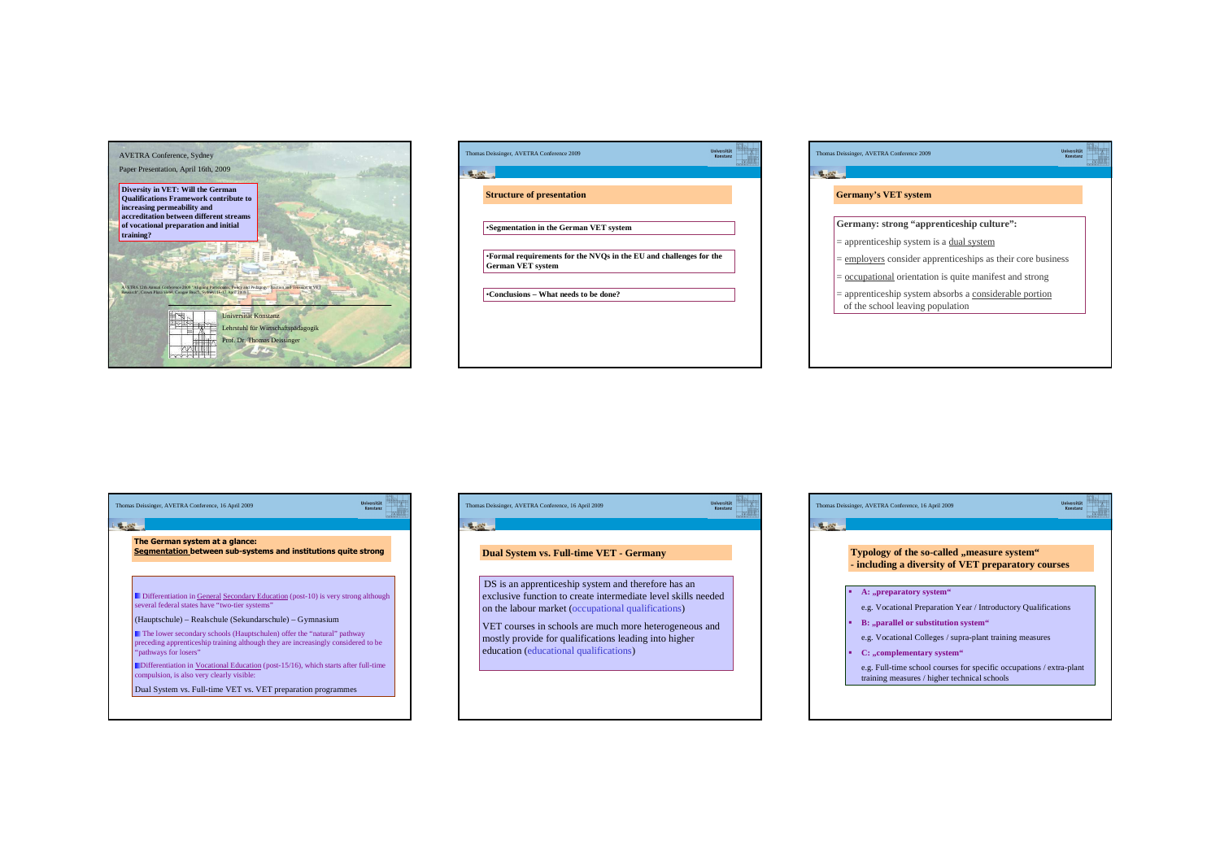AVETRA Conference, Sydney

Paper Presentation, April 16th, 2009

**Diversity in VET: Will the German Qualifications Framework contribute to increasing permeability and accreditation between different streams of vocational preparation and initial training?**

AVETRA 12th Annual Conference 2009 "Aligning Participants, Policy and Pedagogy: Traces and Tensions in VET Research", Crown Plaza Hotel, Coogee Beach, Sydney, 16-17 April 2009

Universität Konstanz

Lehrstuhl für Wirtschaftspädagogik

Prof. Dr. Thomas Deissinger

---

## Structure of presentation

- Segmentation in the German VET system
- Formal requirements for the NVQs in the EU and challenges for the German VET system
- Conclusions – What needs to be done?

---

## Germany's VET system

**Germany: strong "apprenticeship culture":**

= apprenticeship system is a dual system

= employers consider apprenticeships as their core business

= occupational orientation is quite manifest and strong

= apprenticeship system absorbs a considerable portion of the school leaving population

---

## The German system at a glance: Segmentation between sub-systems and institutions quite strong

- Differentiation in General Secondary Education (post-10) is very strong although several federal states have "two-tier systems"

(Hauptschule) – Realschule (Sekundarschule) – Gymnasium

- The lower secondary schools (Hauptschulen) offer the "natural" pathway preceding apprenticeship training although they are increasingly considered to be "pathways for losers"

- Differentiation in Vocational Education (post-15/16), which starts after full-time compulsion, is also very clearly visible:

Dual System vs. Full-time VET vs. VET preparation programmes

---

## Dual System vs. Full-time VET - Germany

DS is an apprenticeship system and therefore has an exclusive function to create intermediate level skills needed on the labour market (occupational qualifications)

VET courses in schools are much more heterogeneous and mostly provide for qualifications leading into higher education (educational qualifications)

---

## Typology of the so-called „measure system" - including a diversity of VET preparatory courses

- **A: „preparatory system"**

  e.g. Vocational Preparation Year / Introductory Qualifications

- **B: „parallel or substitution system"**

  e.g. Vocational Colleges / supra-plant training measures

- **C: „complementary system"**

  e.g. Full-time school courses for specific occupations / extra-plant training measures / higher technical schools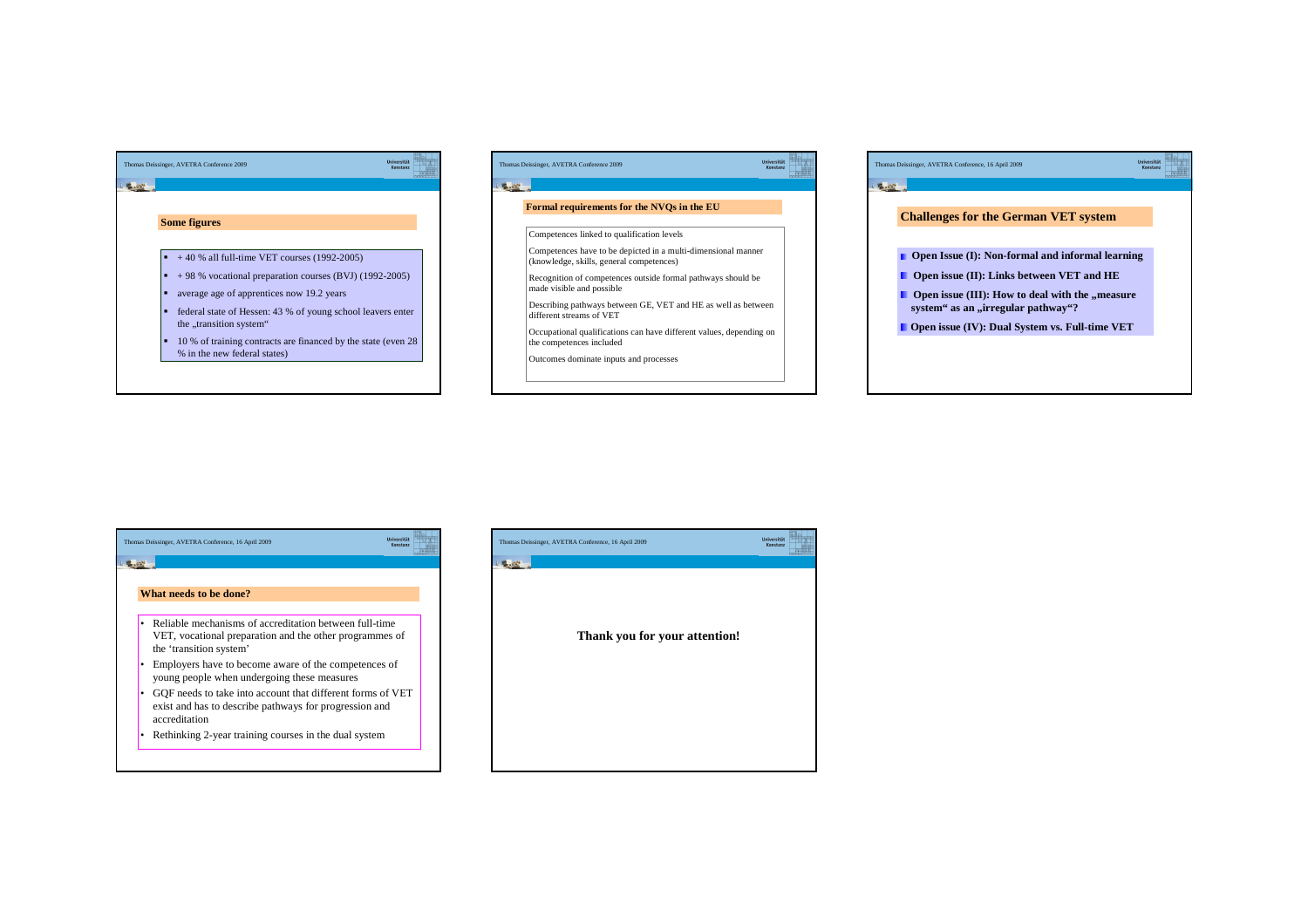## Some figures

- + 40 % all full-time VET courses (1992-2005)
- + 98 % vocational preparation courses (BVJ) (1992-2005)
- average age of apprentices now 19.2 years
- federal state of Hessen: 43 % of young school leavers enter the „transition system“
- 10 % of training contracts are financed by the state (even 28 % in the new federal states)

## Formal requirements for the NVQs in the EU

Competences linked to qualification levels

Competences have to be depicted in a multi-dimensional manner (knowledge, skills, general competences)

Recognition of competences outside formal pathways should be made visible and possible

Describing pathways between GE, VET and HE as well as between different streams of VET

Occupational qualifications can have different values, depending on the competences included

Outcomes dominate inputs and processes

## Challenges for the German VET system

- **Open Issue (I): Non-formal and informal learning**
- **Open issue (II): Links between VET and HE**
- **Open issue (III): How to deal with the „measure system“ as an „irregular pathway“?**
- **Open issue (IV): Dual System vs. Full-time VET**

## What needs to be done?

- Reliable mechanisms of accreditation between full-time VET, vocational preparation and the other programmes of the 'transition system'
- Employers have to become aware of the competences of young people when undergoing these measures
- GQF needs to take into account that different forms of VET exist and has to describe pathways for progression and accreditation
- Rethinking 2-year training courses in the dual system

**Thank you for your attention!**